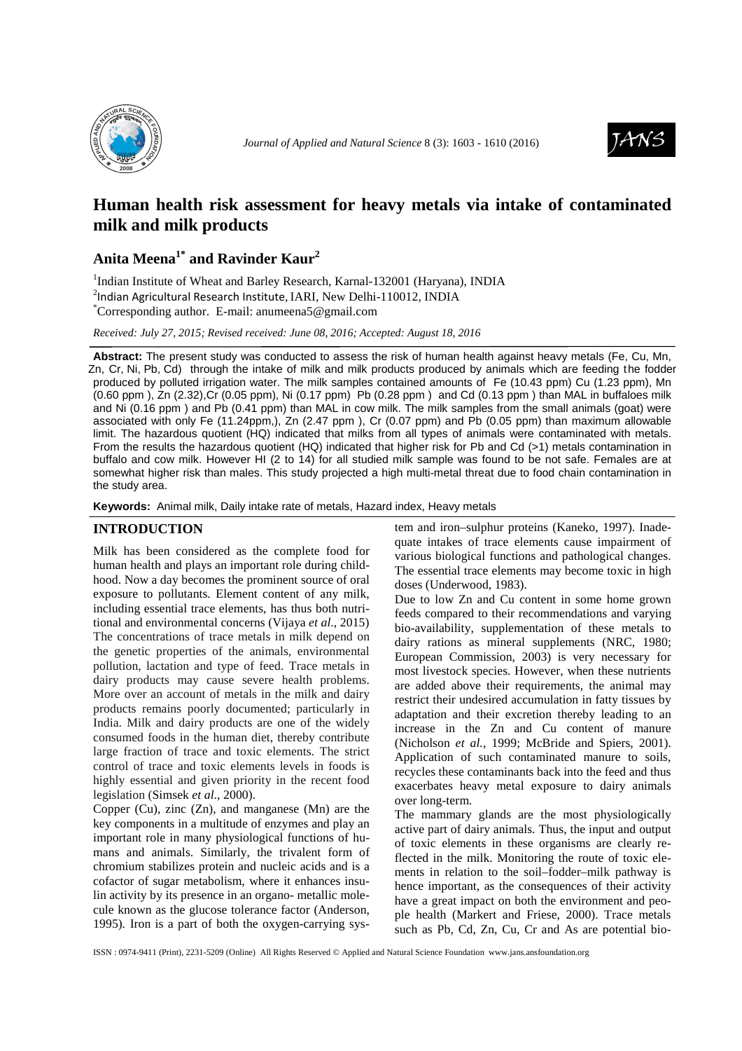# Human health risk assessment for heavy metals via intake of contaminated milk and milk products

## Anita Meena[1*] and Ravinder Kaur[2]

[1]Indian Institute of Wheat and Barley Research, Karnal-132001 (Haryana), INDIA
[2]Indian Agricultural Research Institute, IARI, New Delhi-110012, INDIA
*Corresponding author. E-mail: anumeena5@gmail.com

*Received: July 27, 2015; Revised received: June 08, 2016; Accepted: August 18, 2016*

**Abstract:** The present study was conducted to assess the risk of human health against heavy metals (Fe, Cu, Mn, Zn, Cr, Ni, Pb, Cd) through the intake of milk and milk products produced by animals which are feeding the fodder produced by polluted irrigation water. The milk samples contained amounts of Fe (10.43 ppm) Cu (1.23 ppm), Mn (0.60 ppm ), Zn (2.32),Cr (0.05 ppm), Ni (0.17 ppm) Pb (0.28 ppm ) and Cd (0.13 ppm ) than MAL in buffaloes milk and Ni (0.16 ppm ) and Pb (0.41 ppm) than MAL in cow milk. The milk samples from the small animals (goat) were associated with only Fe (11.24ppm,), Zn (2.47 ppm ), Cr (0.07 ppm) and Pb (0.05 ppm) than maximum allowable limit. The hazardous quotient (HQ) indicated that milks from all types of animals were contaminated with metals. From the results the hazardous quotient (HQ) indicated that higher risk for Pb and Cd (>1) metals contamination in buffalo and cow milk. However HI (2 to 14) for all studied milk sample was found to be not safe. Females are at somewhat higher risk than males. This study projected a high multi-metal threat due to food chain contamination in the study area.

**Keywords:** Animal milk, Daily intake rate of metals, Hazard index, Heavy metals

## INTRODUCTION

Milk has been considered as the complete food for human health and plays an important role during childhood. Now a day becomes the prominent source of oral exposure to pollutants. Element content of any milk, including essential trace elements, has thus both nutritional and environmental concerns (Vijaya *et al*., 2015) The concentrations of trace metals in milk depend on the genetic properties of the animals, environmental pollution, lactation and type of feed. Trace metals in dairy products may cause severe health problems. More over an account of metals in the milk and dairy products remains poorly documented; particularly in India. Milk and dairy products are one of the widely consumed foods in the human diet, thereby contribute large fraction of trace and toxic elements. The strict control of trace and toxic elements levels in foods is highly essential and given priority in the recent food legislation (Simsek *et al*., 2000).

Copper (Cu), zinc (Zn), and manganese (Mn) are the key components in a multitude of enzymes and play an important role in many physiological functions of humans and animals. Similarly, the trivalent form of chromium stabilizes protein and nucleic acids and is a cofactor of sugar metabolism, where it enhances insulin activity by its presence in an organo- metallic molecule known as the glucose tolerance factor (Anderson, 1995). Iron is a part of both the oxygen-carrying system and iron–sulphur proteins (Kaneko, 1997). Inadequate intakes of trace elements cause impairment of various biological functions and pathological changes. The essential trace elements may become toxic in high doses (Underwood, 1983).

Due to low Zn and Cu content in some home grown feeds compared to their recommendations and varying bio-availability, supplementation of these metals to dairy rations as mineral supplements (NRC, 1980; European Commission, 2003) is very necessary for most livestock species. However, when these nutrients are added above their requirements, the animal may restrict their undesired accumulation in fatty tissues by adaptation and their excretion thereby leading to an increase in the Zn and Cu content of manure (Nicholson *et al.*, 1999; McBride and Spiers, 2001). Application of such contaminated manure to soils, recycles these contaminants back into the feed and thus exacerbates heavy metal exposure to dairy animals over long-term.

The mammary glands are the most physiologically active part of dairy animals. Thus, the input and output of toxic elements in these organisms are clearly reflected in the milk. Monitoring the route of toxic elements in relation to the soil–fodder–milk pathway is hence important, as the consequences of their activity have a great impact on both the environment and people health (Markert and Friese, 2000). Trace metals such as Pb, Cd, Zn, Cu, Cr and As are potential bio-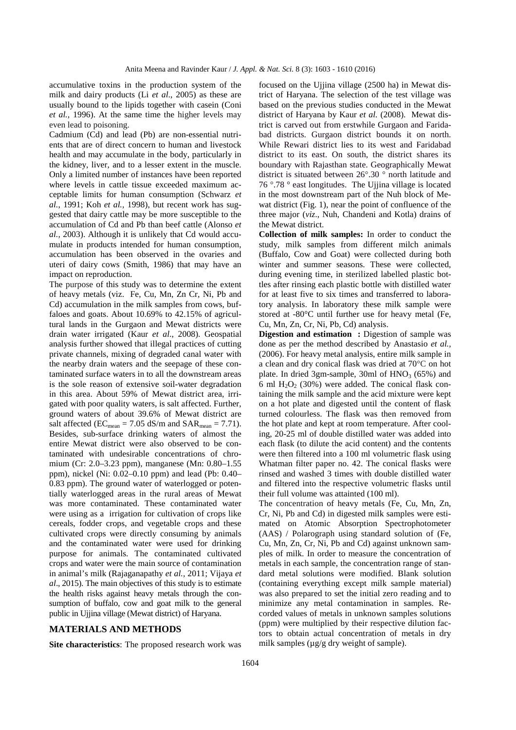accumulative toxins in the production system of the milk and dairy products (Li *et al*., 2005) as these are usually bound to the lipids together with casein (Coni *et al.,* 1996). At the same time the higher levels may even lead to poisoning.

Cadmium (Cd) and lead (Pb) are non-essential nutrients that are of direct concern to human and livestock health and may accumulate in the body, particularly in the kidney, liver, and to a lesser extent in the muscle. Only a limited number of instances have been reported where levels in cattle tissue exceeded maximum acceptable limits for human consumption (Schwarz *et al.*, 1991; Koh *et al.*, 1998), but recent work has suggested that dairy cattle may be more susceptible to the accumulation of Cd and Pb than beef cattle (Alonso *et al.,* 2003). Although it is unlikely that Cd would accumulate in products intended for human consumption, accumulation has been observed in the ovaries and uteri of dairy cows (Smith, 1986) that may have an impact on reproduction.

The purpose of this study was to determine the extent of heavy metals (viz. Fe, Cu, Mn, Zn Cr, Ni, Pb and Cd) accumulation in the milk samples from cows, buffaloes and goats. About 10.69% to 42.15% of agricultural lands in the Gurgaon and Mewat districts were drain water irrigated (Kaur *et al*., 2008). Geospatial analysis further showed that illegal practices of cutting private channels, mixing of degraded canal water with the nearby drain waters and the seepage of these contaminated surface waters in to all the downstream areas is the sole reason of extensive soil-water degradation in this area. About 59% of Mewat district area, irrigated with poor quality waters, is salt affected. Further, ground waters of about 39.6% of Mewat district are salt affected ($EC_{mean}$ = 7.05 dS/m and $SAR_{mean}$ = 7.71). Besides, sub-surface drinking waters of almost the entire Mewat district were also observed to be contaminated with undesirable concentrations of chromium (Cr: 2.0–3.23 ppm), manganese (Mn: 0.80–1.55 ppm), nickel (Ni: 0.02–0.10 ppm) and lead (Pb: 0.40–0.83 ppm). The ground water of waterlogged or potentially waterlogged areas in the rural areas of Mewat was more contaminated. These contaminated water were using as a irrigation for cultivation of crops like cereals, fodder crops, and vegetable crops and these cultivated crops were directly consuming by animals and the contaminated water were used for drinking purpose for animals. The contaminated cultivated crops and water were the main source of contamination in animal's milk (Rajaganapathy *et al.,* 2011; Vijaya *et al*., 2015). The main objectives of this study is to estimate the health risks against heavy metals through the consumption of buffalo, cow and goat milk to the general public in Ujjina village (Mewat district) of Haryana.

## MATERIALS AND METHODS

**Site characteristics**: The proposed research work was focused on the Ujjina village (2500 ha) in Mewat district of Haryana. The selection of the test village was based on the previous studies conducted in the Mewat district of Haryana by Kaur *et al.* (2008). Mewat district is carved out from erstwhile Gurgaon and Faridabad districts. Gurgaon district bounds it on north. While Rewari district lies to its west and Faridabad district to its east. On south, the district shares its boundary with Rajasthan state. Geographically Mewat district is situated between 26°.30 ° north latitude and 76 °.78 ° east longitudes. The Ujjina village is located in the most downstream part of the Nuh block of Mewat district (Fig. 1), near the point of confluence of the three major (*viz*., Nuh, Chandeni and Kotla) drains of the Mewat district.

**Collection of milk samples:** In order to conduct the study, milk samples from different milch animals (Buffalo, Cow and Goat) were collected during both winter and summer seasons. These were collected, during evening time, in sterilized labelled plastic bottles after rinsing each plastic bottle with distilled water for at least five to six times and transferred to laboratory analysis. In laboratory these milk sample were stored at -80°C until further use for heavy metal (Fe, Cu, Mn, Zn, Cr, Ni, Pb, Cd) analysis.

**Digestion and estimation :** Digestion of sample was done as per the method described by Anastasio *et al.*, (2006). For heavy metal analysis, entire milk sample in a clean and dry conical flask was dried at 70°C on hot plate. In dried 3gm-sample, 30ml of $HNO_3$ (65%) and 6 ml $H_2O_2$ (30%) were added. The conical flask containing the milk sample and the acid mixture were kept on a hot plate and digested until the content of flask turned colourless. The flask was then removed from the hot plate and kept at room temperature. After cooling, 20-25 ml of double distilled water was added into each flask (to dilute the acid content) and the contents were then filtered into a 100 ml volumetric flask using Whatman filter paper no. 42. The conical flasks were rinsed and washed 3 times with double distilled water and filtered into the respective volumetric flasks until their full volume was attainted (100 ml).

The concentration of heavy metals (Fe, Cu, Mn, Zn, Cr, Ni, Pb and Cd) in digested milk samples were estimated on Atomic Absorption Spectrophotometer (AAS) / Polarograph using standard solution of (Fe, Cu, Mn, Zn, Cr, Ni, Pb and Cd) against unknown samples of milk. In order to measure the concentration of metals in each sample, the concentration range of standard metal solutions were modified. Blank solution (containing everything except milk sample material) was also prepared to set the initial zero reading and to minimize any metal contamination in samples. Recorded values of metals in unknown samples solutions (ppm) were multiplied by their respective dilution factors to obtain actual concentration of metals in dry milk samples (µg/g dry weight of sample).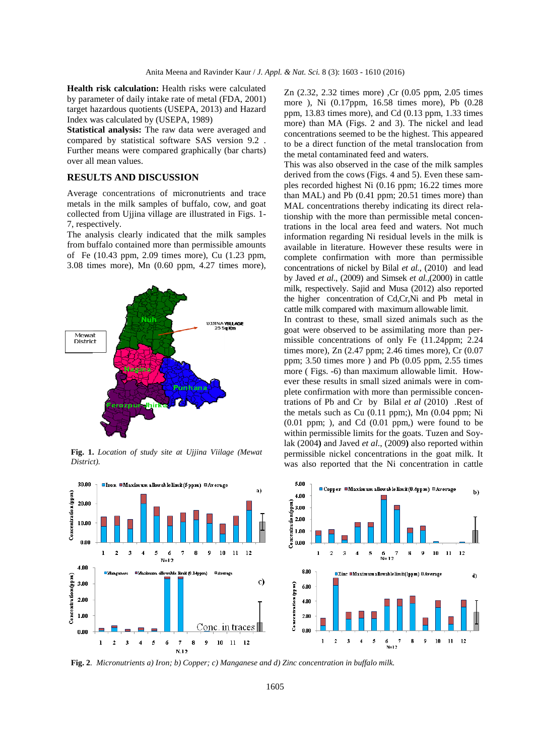**Health risk calculation:** Health risks were calculated by parameter of daily intake rate of metal (FDA, 2001) target hazardous quotients (USEPA, 2013) and Hazard Index was calculated by (USEPA, 1989)

**Statistical analysis:** The raw data were averaged and compared by statistical software SAS version 9.2 . Further means were compared graphically (bar charts) over all mean values.

## RESULTS AND DISCUSSION

Average concentrations of micronutrients and trace metals in the milk samples of buffalo, cow, and goat collected from Ujjina village are illustrated in Figs. 1-7, respectively.

The analysis clearly indicated that the milk samples from buffalo contained more than permissible amounts of Fe (10.43 ppm, 2.09 times more), Cu (1.23 ppm, 3.08 times more), Mn (0.60 ppm, 4.27 times more), Zn (2.32, 2.32 times more) ,Cr (0.05 ppm, 2.05 times more ), Ni (0.17ppm, 16.58 times more), Pb (0.28 ppm, 13.83 times more), and Cd (0.13 ppm, 1.33 times more) than MA (Figs. 2 and 3). The nickel and lead concentrations seemed to be the highest. This appeared to be a direct function of the metal translocation from the metal contaminated feed and waters.

This was also observed in the case of the milk samples derived from the cows (Figs. 4 and 5). Even these samples recorded highest Ni (0.16 ppm; 16.22 times more than MAL) and Pb (0.41 ppm; 20.51 times more) than MAL concentrations thereby indicating its direct relationship with the more than permissible metal concentrations in the local area feed and waters. Not much information regarding Ni residual levels in the milk is available in literature. However these results were in complete confirmation with more than permissible concentrations of nickel by Bilal *et al.,* (2010) and lead by Javed *et al*., (2009) and Simsek *et al.*,(2000) in cattle milk, respectively. Sajid and Musa (2012) also reported the higher concentration of Cd,Cr,Ni and Pb metal in cattle milk compared with maximum allowable limit.

In contrast to these, small sized animals such as the goat were observed to be assimilating more than permissible concentrations of only Fe (11.24ppm; 2.24 times more), Zn (2.47 ppm; 2.46 times more), Cr (0.07 ppm; 3.50 times more ) and Pb (0.05 ppm, 2.55 times more ( Figs. -6) than maximum allowable limit. However these results in small sized animals were in complete confirmation with more than permissible concentrations of Pb and Cr by Bilal *et al* (2010) .Rest of the metals such as Cu (0.11 ppm;), Mn (0.04 ppm; Ni (0.01 ppm; ), and Cd (0.01 ppm,) were found to be within permissible limits for the goats. Tuzen and Soylak (2004) and Javed *et al*., (2009) also reported within permissible nickel concentrations in the goat milk. It was also reported that the Ni concentration in cattle

**Fig. 1.** *Location of study site at Ujjina Viilage (Mewat District).*

**Fig. 2**. *Micronutrients a) Iron; b) Copper; c) Manganese and d) Zinc concentration in buffalo milk.*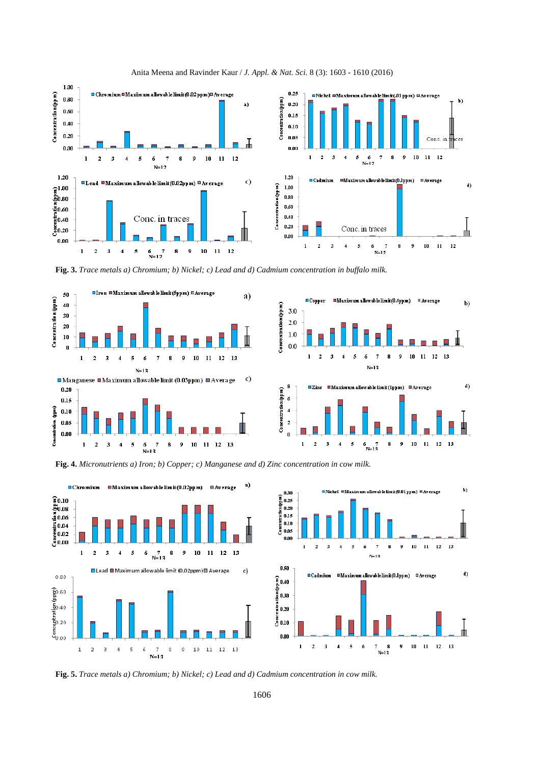**Fig. 3.** *Trace metals a) Chromium; b) Nickel; c) Lead and d) Cadmium concentration in buffalo milk.*

**Fig. 4.** *Micronutrients a) Iron; b) Copper; c) Manganese and d) Zinc concentration in cow milk.*

**Fig. 5.** *Trace metals a) Chromium; b) Nickel; c) Lead and d) Cadmium concentration in cow milk.*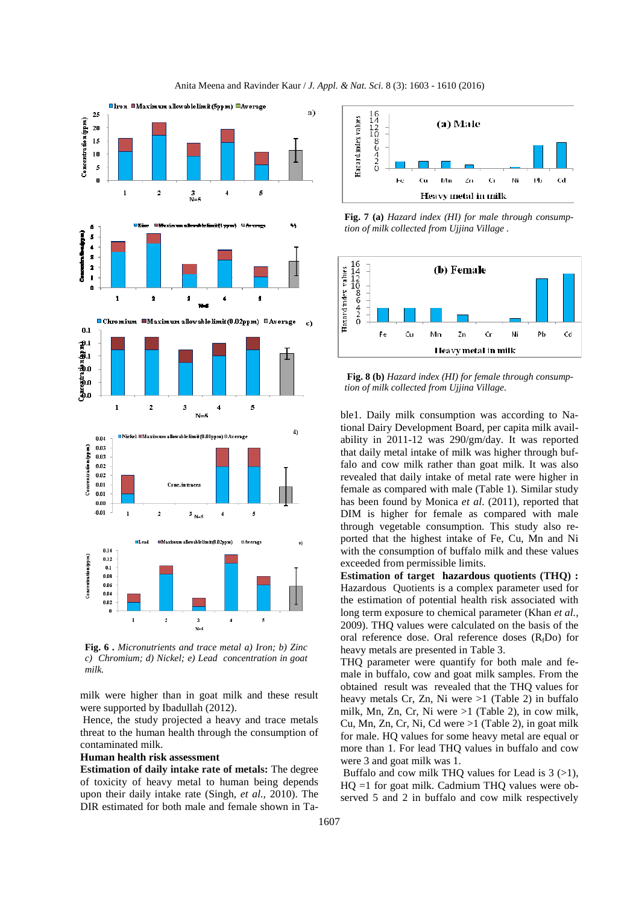**Fig. 6 .** *Micronutrients and trace metal a) Iron; b) Zinc c) Chromium; d) Nickel; e) Lead concentration in goat milk.*

milk were higher than in goat milk and these result were supported by Ibadullah (2012).

Hence, the study projected a heavy and trace metals threat to the human health through the consumption of contaminated milk.

**Human health risk assessment**

**Estimation of daily intake rate of metals:** The degree of toxicity of heavy metal to human being depends upon their daily intake rate (Singh, *et al.,* 2010). The DIR estimated for both male and female shown in Table1. Daily milk consumption was according to National Dairy Development Board, per capita milk availability in 2011-12 was 290/gm/day. It was reported that daily metal intake of milk was higher through buffalo and cow milk rather than goat milk. It was also revealed that daily intake of metal rate were higher in female as compared with male (Table 1). Similar study has been found by Monica *et al.* (2011), reported that DIM is higher for female as compared with male through vegetable consumption. This study also reported that the highest intake of Fe, Cu, Mn and Ni with the consumption of buffalo milk and these values exceeded from permissible limits.

**Fig. 7 (a)** *Hazard index (HI) for male through consumption of milk collected from Ujjina Village .*

**Fig. 8 (b)** *Hazard index (HI) for female through consumption of milk collected from Ujjina Village.*

**Estimation of target hazardous quotients (THQ) :** Hazardous Quotients is a complex parameter used for the estimation of potential health risk associated with long term exposure to chemical parameter (Khan *et al.,* 2009). THQ values were calculated on the basis of the oral reference dose. Oral reference doses ($R_fDo$) for heavy metals are presented in Table 3.

THQ parameter were quantify for both male and female in buffalo, cow and goat milk samples. From the obtained result was revealed that the THQ values for heavy metals Cr, Zn, Ni were >1 (Table 2) in buffalo milk, Mn, Zn, Cr, Ni were >1 (Table 2), in cow milk, Cu, Mn, Zn, Cr, Ni, Cd were >1 (Table 2), in goat milk for male. HQ values for some heavy metal are equal or more than 1. For lead THQ values in buffalo and cow were 3 and goat milk was 1.

Buffalo and cow milk THQ values for Lead is 3 (>1), HQ =1 for goat milk. Cadmium THQ values were observed 5 and 2 in buffalo and cow milk respectively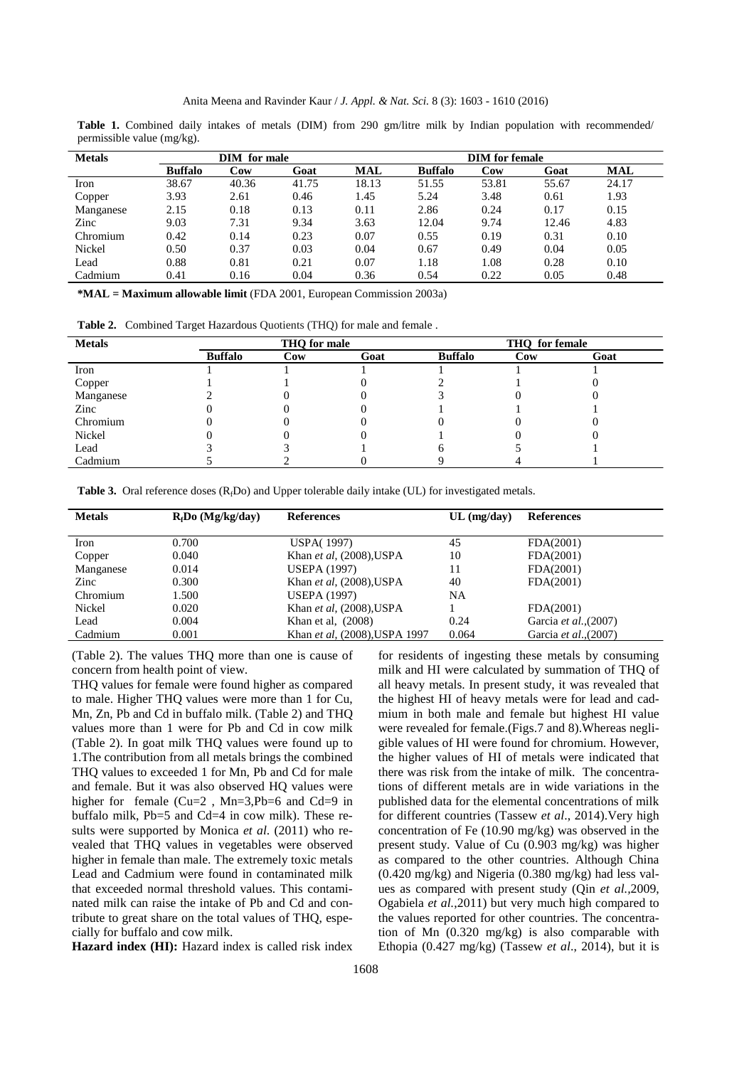**Table 1.** Combined daily intakes of metals (DIM) from 290 gm/litre milk by Indian population with recommended/ permissible value (mg/kg).

| Metals | DIM for male | | | | DIM for female | | | |
|---|---|---|---|---|---|---|---|---|
| | **Buffalo** | **Cow** | **Goat** | **MAL** | **Buffalo** | **Cow** | **Goat** | **MAL** |
| Iron | 38.67 | 40.36 | 41.75 | 18.13 | 51.55 | 53.81 | 55.67 | 24.17 |
| Copper | 3.93 | 2.61 | 0.46 | 1.45 | 5.24 | 3.48 | 0.61 | 1.93 |
| Manganese | 2.15 | 0.18 | 0.13 | 0.11 | 2.86 | 0.24 | 0.17 | 0.15 |
| Zinc | 9.03 | 7.31 | 9.34 | 3.63 | 12.04 | 9.74 | 12.46 | 4.83 |
| Chromium | 0.42 | 0.14 | 0.23 | 0.07 | 0.55 | 0.19 | 0.31 | 0.10 |
| Nickel | 0.50 | 0.37 | 0.03 | 0.04 | 0.67 | 0.49 | 0.04 | 0.05 |
| Lead | 0.88 | 0.81 | 0.21 | 0.07 | 1.18 | 1.08 | 0.28 | 0.10 |
| Cadmium | 0.41 | 0.16 | 0.04 | 0.36 | 0.54 | 0.22 | 0.05 | 0.48 |

**\*MAL = Maximum allowable limit** (FDA 2001, European Commission 2003a)

**Table 2.** Combined Target Hazardous Quotients (THQ) for male and female .

| Metals | THQ for male | | | THQ for female | | |
|---|---|---|---|---|---|---|
| | **Buffalo** | **Cow** | **Goat** | **Buffalo** | **Cow** | **Goat** |
| Iron | 1 | 1 | 1 | 1 | 1 | 1 |
| Copper | 1 | 1 | 0 | 2 | 1 | 0 |
| Manganese | 2 | 0 | 0 | 3 | 0 | 0 |
| Zinc | 0 | 0 | 0 | 1 | 1 | 1 |
| Chromium | 0 | 0 | 0 | 0 | 0 | 0 |
| Nickel | 0 | 0 | 0 | 1 | 0 | 0 |
| Lead | 3 | 3 | 1 | 6 | 5 | 1 |
| Cadmium | 5 | 2 | 0 | 9 | 4 | 1 |

**Table 3.** Oral reference doses ($R_fDo$) and Upper tolerable daily intake (UL) for investigated metals.

| Metals | $R_fDo$ (Mg/kg/day) | References | UL (mg/day) | References |
|---|---|---|---|---|
| Iron | 0.700 | USPA( 1997) | 45 | FDA(2001) |
| Copper | 0.040 | Khan *et al*, (2008),USPA | 10 | FDA(2001) |
| Manganese | 0.014 | USEPA (1997) | 11 | FDA(2001) |
| Zinc | 0.300 | Khan *et al*, (2008),USPA | 40 | FDA(2001) |
| Chromium | 1.500 | USEPA (1997) | NA | |
| Nickel | 0.020 | Khan *et al*, (2008),USPA | 1 | FDA(2001) |
| Lead | 0.004 | Khan et al, (2008) | 0.24 | Garcia *et al.*,(2007) |
| Cadmium | 0.001 | Khan *et al*, (2008),USPA 1997 | 0.064 | Garcia *et al.*,(2007) |

(Table 2). The values THQ more than one is cause of concern from health point of view.

THQ values for female were found higher as compared to male. Higher THQ values were more than 1 for Cu, Mn, Zn, Pb and Cd in buffalo milk. (Table 2) and THQ values more than 1 were for Pb and Cd in cow milk (Table 2). In goat milk THQ values were found up to 1.The contribution from all metals brings the combined THQ values to exceeded 1 for Mn, Pb and Cd for male and female. But it was also observed HQ values were higher for female (Cu=2 , Mn=3,Pb=6 and Cd=9 in buffalo milk, Pb=5 and Cd=4 in cow milk). These results were supported by Monica *et al*. (2011) who revealed that THQ values in vegetables were observed higher in female than male. The extremely toxic metals Lead and Cadmium were found in contaminated milk that exceeded normal threshold values. This contaminated milk can raise the intake of Pb and Cd and contribute to great share on the total values of THQ, especially for buffalo and cow milk.

**Hazard index (HI):** Hazard index is called risk index for residents of ingesting these metals by consuming milk and HI were calculated by summation of THQ of all heavy metals. In present study, it was revealed that the highest HI of heavy metals were for lead and cadmium in both male and female but highest HI value were revealed for female.(Figs.7 and 8).Whereas negligible values of HI were found for chromium. However, the higher values of HI of metals were indicated that there was risk from the intake of milk. The concentrations of different metals are in wide variations in the published data for the elemental concentrations of milk for different countries (Tassew *et al*., 2014).Very high concentration of Fe (10.90 mg/kg) was observed in the present study. Value of Cu (0.903 mg/kg) was higher as compared to the other countries. Although China (0.420 mg/kg) and Nigeria (0.380 mg/kg) had less values as compared with present study (Qin *et al.*,2009, Ogabiela *et al.*,2011) but very much high compared to the values reported for other countries. The concentration of Mn (0.320 mg/kg) is also comparable with Ethopia (0.427 mg/kg) (Tassew *et al*., 2014), but it is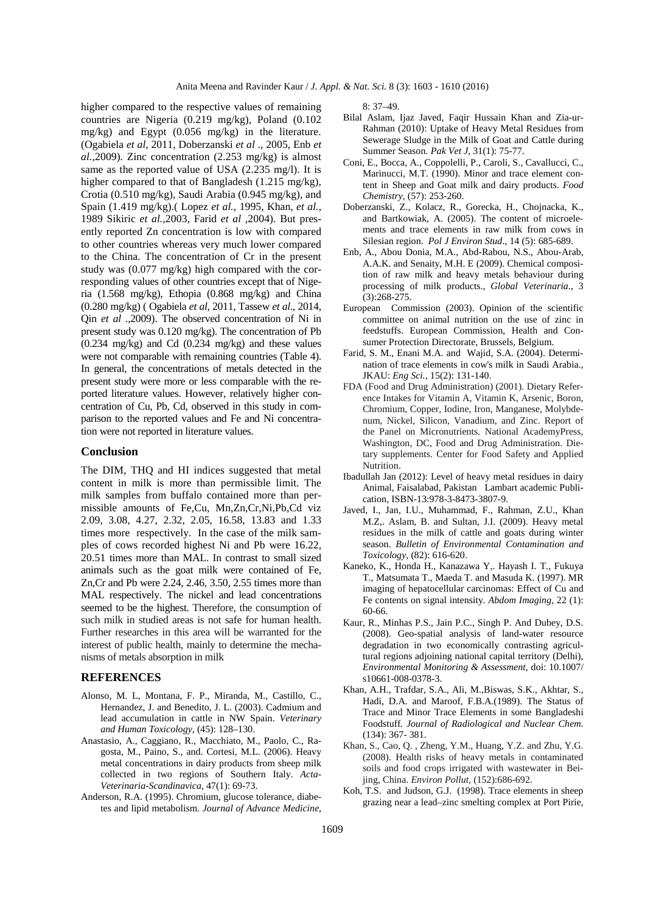higher compared to the respective values of remaining countries are Nigeria (0.219 mg/kg), Poland (0.102 mg/kg) and Egypt (0.056 mg/kg) in the literature. (Ogabiela *et al*, 2011, Doberzanski *et al* ., 2005, Enb *et al.*,2009). Zinc concentration (2.253 mg/kg) is almost same as the reported value of USA (2.235 mg/l). It is higher compared to that of Bangladesh (1.215 mg/kg), Crotia (0.510 mg/kg), Saudi Arabia (0.945 mg/kg), and Spain (1.419 mg/kg).( Lopez *et al.*, 1995, Khan, *et al.*, 1989 Sikiric *et al.*,2003, Farid *et al* ,2004). But presently reported Zn concentration is low with compared to other countries whereas very much lower compared to the China. The concentration of Cr in the present study was (0.077 mg/kg) high compared with the corresponding values of other countries except that of Nigeria (1.568 mg/kg), Ethopia (0.868 mg/kg) and China (0.280 mg/kg) ( Ogabiela *et al*, 2011, Tassew *et al*., 2014, Qin *et al* .,2009). The observed concentration of Ni in present study was 0.120 mg/kg). The concentration of Pb (0.234 mg/kg) and Cd (0.234 mg/kg) and these values were not comparable with remaining countries (Table 4). In general, the concentrations of metals detected in the present study were more or less comparable with the reported literature values. However, relatively higher concentration of Cu, Pb, Cd, observed in this study in comparison to the reported values and Fe and Ni concentration were not reported in literature values.

## Conclusion

The DIM, THQ and HI indices suggested that metal content in milk is more than permissible limit. The milk samples from buffalo contained more than permissible amounts of Fe,Cu, Mn,Zn,Cr,Ni,Pb,Cd viz 2.09, 3.08, 4.27, 2.32, 2.05, 16.58, 13.83 and 1.33 times more respectively. In the case of the milk samples of cows recorded highest Ni and Pb were 16.22, 20.51 times more than MAL. In contrast to small sized animals such as the goat milk were contained of Fe, Zn,Cr and Pb were 2.24, 2.46, 3.50, 2.55 times more than MAL respectively. The nickel and lead concentrations seemed to be the highest. Therefore, the consumption of such milk in studied areas is not safe for human health. Further researches in this area will be warranted for the interest of public health, mainly to determine the mechanisms of metals absorption in milk

## REFERENCES

Alonso, M. L, Montana, F. P., Miranda, M., Castillo, C., Hernandez, J. and Benedito, J. L. (2003). Cadmium and lead accumulation in cattle in NW Spain. *Veterinary and Human Toxicology*, (45): 128–130.

Anastasio, A., Caggiano, R., Macchiato, M., Paolo, C., Ragosta, M., Paino, S., and. Cortesi, M.L. (2006). Heavy metal concentrations in dairy products from sheep milk collected in two regions of Southern Italy. *Acta-Veterinaria-Scandinavica*, 47(1): 69-73.

Anderson, R.A. (1995). Chromium, glucose tolerance, diabetes and lipid metabolism. *Journal of Advance Medicine*, 8: 37–49.

Bilal Aslam, Ijaz Javed, Faqir Hussain Khan and Zia-ur-Rahman (2010): Uptake of Heavy Metal Residues from Sewerage Sludge in the Milk of Goat and Cattle during Summer Season. *Pak Vet J*, 31(1): 75-77.

Coni, E., Bocca, A., Coppolelli, P., Caroli, S., Cavallucci, C., Marinucci, M.T. (1990). Minor and trace element content in Sheep and Goat milk and dairy products. *Food Chemistry*, (57): 253-260.

Doberzanski, Z., Kolacz, R., Gorecka, H., Chojnacka, K., and Bartkowiak, A. (2005). The content of microelements and trace elements in raw milk from cows in Silesian region. *Pol J Environ Stud*., 14 (5): 685-689.

Enb, A., Abou Donia, M.A., Abd-Rabou, N.S., Abou-Arab, A.A.K. and Senaity, M.H. E (2009). Chemical composition of raw milk and heavy metals behaviour during processing of milk products., *Global Veterinaria.*, 3 (3):268-275.

European Commission (2003). Opinion of the scientific committee on animal nutrition on the use of zinc in feedstuffs. European Commission, Health and Consumer Protection Directorate, Brussels, Belgium.

Farid, S. M., Enani M.A. and Wajid, S.A. (2004). Determination of trace elements in cow's milk in Saudi Arabia., JKAU: *Eng Sci.*, 15(2): 131-140.

FDA (Food and Drug Administration) (2001). Dietary Reference Intakes for Vitamin A, Vitamin K, Arsenic, Boron, Chromium, Copper, Iodine, Iron, Manganese, Molybdenum, Nickel, Silicon, Vanadium, and Zinc. Report of the Panel on Micronutrients. National AcademyPress, Washington, DC, Food and Drug Administration. Dietary supplements. Center for Food Safety and Applied Nutrition.

Ibadullah Jan (2012): Level of heavy metal residues in dairy Animal, Faisalabad, Pakistan Lambart academic Publication, ISBN-13:978-3-8473-3807-9.

Javed, I., Jan, I.U., Muhammad, F., Rahman, Z.U., Khan M.Z,. Aslam, B. and Sultan, J.I. (2009). Heavy metal residues in the milk of cattle and goats during winter season. *Bulletin of Environmental Contamination and Toxicology*, (82): 616-620.

Kaneko, K., Honda H., Kanazawa Y,. Hayash I. T., Fukuya T., Matsumata T., Maeda T. and Masuda K. (1997). MR imaging of hepatocellular carcinomas: Effect of Cu and Fe contents on signal intensity. *Abdom Imaging*, 22 (1): 60-66.

Kaur, R., Minhas P.S., Jain P.C., Singh P. And Dubey, D.S. (2008). Geo-spatial analysis of land-water resource degradation in two economically contrasting agricultural regions adjoining national capital territory (Delhi), *Environmental Monitoring & Assessment*, doi: 10.1007/s10661-008-0378-3.

Khan, A.H., Trafdar, S.A., Ali, M.,Biswas, S.K., Akhtar, S., Hadi, D.A. and Maroof, F.B.A.(1989). The Status of Trace and Minor Trace Elements in some Bangladeshi Foodstuff. *Journal of Radiological and Nuclear Chem*. (134): 367- 381.

Khan, S., Cao, Q. , Zheng, Y.M., Huang, Y.Z. and Zhu, Y.G. (2008). Health risks of heavy metals in contaminated soils and food crops irrigated with wastewater in Beijing, China. *Environ Pollut*, (152):686-692.

Koh, T.S. and Judson, G.J. (1998). Trace elements in sheep grazing near a lead–zinc smelting complex at Port Pirie,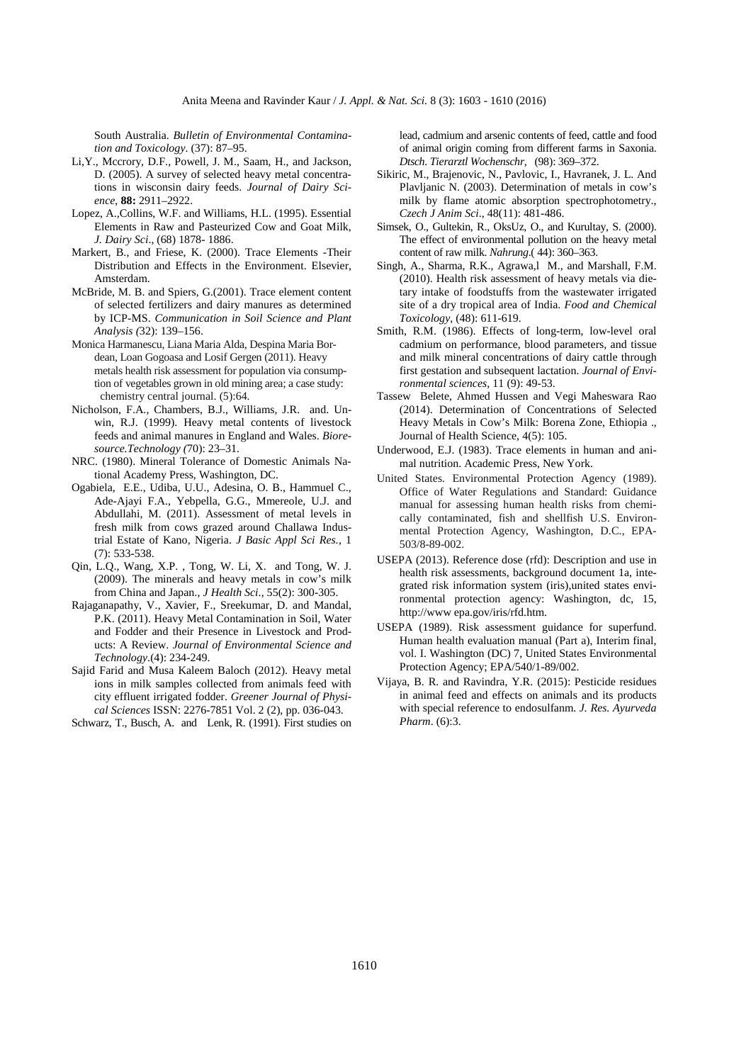South Australia. *Bulletin of Environmental Contamination and Toxicology.* (37): 87–95.

Li,Y., Mccrory, D.F., Powell, J. M., Saam, H., and Jackson, D. (2005). A survey of selected heavy metal concentrations in wisconsin dairy feeds. *Journal of Dairy Science*, **88:** 2911–2922.

Lopez, A.,Collins, W.F. and Williams, H.L. (1995). Essential Elements in Raw and Pasteurized Cow and Goat Milk, *J. Dairy Sci*., (68) 1878- 1886.

Markert, B., and Friese, K. (2000). Trace Elements -Their Distribution and Effects in the Environment. Elsevier, Amsterdam.

McBride, M. B. and Spiers, G.(2001). Trace element content of selected fertilizers and dairy manures as determined by ICP-MS. *Communication in Soil Science and Plant Analysis (*32): 139–156.

Monica Harmanescu, Liana Maria Alda, Despina Maria Bordean, Loan Gogoasa and Losif Gergen (2011). Heavy metals health risk assessment for population via consumption of vegetables grown in old mining area; a case study: chemistry central journal. (5):64.

Nicholson, F.A., Chambers, B.J., Williams, J.R. and. Unwin, R.J. (1999). Heavy metal contents of livestock feeds and animal manures in England and Wales. *Bioresource.Technology (*70): 23–31.

NRC. (1980). Mineral Tolerance of Domestic Animals National Academy Press, Washington, DC.

Ogabiela, E.E., Udiba, U.U., Adesina, O. B., Hammuel C., Ade-Ajayi F.A., Yebpella, G.G., Mmereole, U.J. and Abdullahi, M. (2011). Assessment of metal levels in fresh milk from cows grazed around Challawa Industrial Estate of Kano, Nigeria. *J Basic Appl Sci Res.*, 1 (7): 533-538.

Qin, L.Q., Wang, X.P. , Tong, W. Li, X. and Tong, W. J. (2009). The minerals and heavy metals in cow's milk from China and Japan., *J Health Sci*., 55(2): 300-305.

Rajaganapathy, V., Xavier, F., Sreekumar, D. and Mandal, P.K. (2011). Heavy Metal Contamination in Soil, Water and Fodder and their Presence in Livestock and Products: A Review. *Journal of Environmental Science and Technology*.(4): 234-249.

Sajid Farid and Musa Kaleem Baloch (2012). Heavy metal ions in milk samples collected from animals feed with city effluent irrigated fodder. *Greener Journal of Physical Sciences* ISSN: 2276-7851 Vol. 2 (2), pp. 036-043.

Schwarz, T., Busch, A. and Lenk, R. (1991). First studies on lead, cadmium and arsenic contents of feed, cattle and food of animal origin coming from different farms in Saxonia. *Dtsch. Tierarztl Wochenschr*, (98): 369–372.

Sikiric, M., Brajenovic, N., Pavlovic, I., Havranek, J. L. And Plavljanic N. (2003). Determination of metals in cow's milk by flame atomic absorption spectrophotometry., *Czech J Anim Sci*., 48(11): 481-486.

Simsek, O., Gultekin, R., OksUz, O., and Kurultay, S. (2000). The effect of environmental pollution on the heavy metal content of raw milk. *Nahrung*.( 44): 360–363.

Singh, A., Sharma, R.K., Agrawa,l M., and Marshall, F.M. (2010). Health risk assessment of heavy metals via dietary intake of foodstuffs from the wastewater irrigated site of a dry tropical area of India. *Food and Chemical Toxicology*, (48): 611-619.

Smith, R.M. (1986). Effects of long-term, low-level oral cadmium on performance, blood parameters, and tissue and milk mineral concentrations of dairy cattle through first gestation and subsequent lactation. *Journal of Environmental sciences*, 11 (9): 49-53.

Tassew Belete, Ahmed Hussen and Vegi Maheswara Rao (2014). Determination of Concentrations of Selected Heavy Metals in Cow's Milk: Borena Zone, Ethiopia ., Journal of Health Science, 4(5): 105.

Underwood, E.J. (1983). Trace elements in human and animal nutrition. Academic Press, New York.

United States. Environmental Protection Agency (1989). Office of Water Regulations and Standard: Guidance manual for assessing human health risks from chemically contaminated, fish and shellfish U.S. Environmental Protection Agency, Washington, D.C., EPA-503/8-89-002.

USEPA (2013). Reference dose (rfd): Description and use in health risk assessments, background document 1a, integrated risk information system (iris),united states environmental protection agency: Washington, dc, 15, http://www epa.gov/iris/rfd.htm.

USEPA (1989). Risk assessment guidance for superfund. Human health evaluation manual (Part a), Interim final, vol. I. Washington (DC) 7, United States Environmental Protection Agency; EPA/540/1-89/002.

Vijaya, B. R. and Ravindra, Y.R. (2015): Pesticide residues in animal feed and effects on animals and its products with special reference to endosulfanm. *J. Res. Ayurveda Pharm*. (6):3.